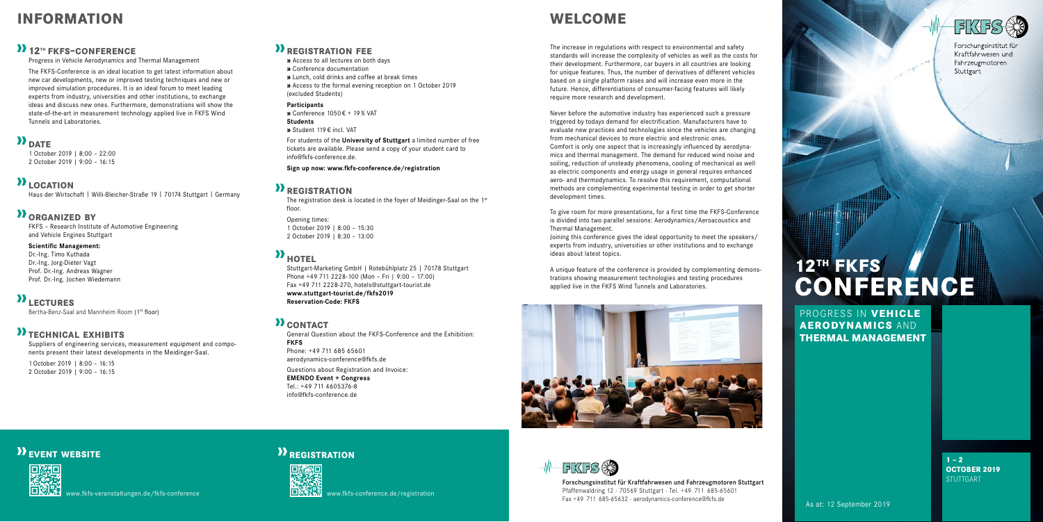# INFORMATION

## 12TH FKFS-CONFERENCE

Progress in Vehicle Aerodynamics and Thermal Management

The FKFS-Conference is an ideal location to get latest information about new car developments, new or improved testing techniques and new or improved simulation procedures. It is an ideal forum to meet leading experts from industry, universities and other institutions, to exchange ideas and discuss new ones. Furthermore, demonstrations will show the state-of-the-art in measurement technology applied live in FKFS Wind Tunnels and Laboratories.

## DATE

1 October 2019 | 8:00 – 22:00
2 October 2019 | 9:00 – 16:15

## LOCATION

Haus der Wirtschaft | Willi-Bleicher-Straße 19 | 70174 Stuttgart | Germany

## ORGANIZED BY

FKFS – Research Institute of Automotive Engineering and Vehicle Engines Stuttgart

**Scientific Management:**
Dr.-Ing. Timo Kuthada
Dr.-Ing. Jorg-Dieter Vagt
Prof. Dr.-Ing. Andreas Wagner
Prof. Dr.-Ing. Jochen Wiedemann

## LECTURES

Bertha-Benz-Saal and Mannheim Room (1st floor)

## TECHNICAL EXHIBITS

Suppliers of engineering services, measurement equipment and components present their latest developments in the Meidinger-Saal.

1 October 2019 | 8:00 – 16:15
2 October 2019 | 9:00 – 16:15

## REGISTRATION FEE

» Access to all lectures on both days
» Conference documentation
» Lunch, cold drinks and coffee at break times
» Access to the formal evening reception on 1 October 2019 (excluded Students)

**Participants**
» Conference 1050 € + 19 % VAT
**Students**
» Student 119 € incl. VAT

For students of the **University of Stuttgart** a limited number of free tickets are available. Please send a copy of your student card to info@fkfs-conference.de.

**Sign up now: www.fkfs-conference.de/registration**

## REGISTRATION

The registration desk is located in the foyer of Meidinger-Saal on the 1st floor.

Opening times:
1 October 2019 | 8:00 – 15:30
2 October 2019 | 8:30 – 13:00

## HOTEL

Stuttgart-Marketing GmbH | Rotebühlplatz 25 | 70178 Stuttgart
Phone +49 711 2228-100 (Mon – Fri | 9:00 – 17:00)
Fax +49 711 2228-270, hotels@stuttgart-tourist.de
**www.stuttgart-tourist.de/fkfs2019**
**Reservation-Code: FKFS**

## CONTACT

General Question about the FKFS-Conference and the Exhibition:
**FKFS**
Phone: +49 711 685 65601
aerodynamics-conference@fkfs.de

Questions about Registration and Invoice:
**EMENDO Event + Congress**
Tel.: +49 711 4605376-8
info@fkfs-conference.de

## EVENT WEBSITE

www.fkfs-veranstaltungen.de/fkfs-conference

## REGISTRATION

www.fkfs-conference.de/registration

# WELCOME

The increase in regulations with respect to environmental and safety standards will increase the complexity of vehicles as well as the costs for their development. Furthermore, car buyers in all countries are looking for unique features. Thus, the number of derivatives of different vehicles based on a single platform raises and will increase even more in the future. Hence, differentiations of consumer-facing features will likely require more research and development.

Never before the automotive industry has experienced such a pressure triggered by todays demand for electrification. Manufacturers have to evaluate new practices and technologies since the vehicles are changing from mechanical devices to more electric and electronic ones. Comfort is only one aspect that is increasingly influenced by aerodynamics and thermal management. The demand for reduced wind noise and soiling, reduction of unsteady phenomena, cooling of mechanical as well as electric components and energy usage in general requires enhanced aero- and thermodynamics. To resolve this requirement, computational methods are complementing experimental testing in order to get shorter development times.

To give room for more presentations, for a first time the FKFS-Conference is divided into two parallel sessions: Aerodynamics/Aeroacoustics and Thermal Management.
Joining this conference gives the ideal opportunity to meet the speakers/experts from industry, universities or other institutions and to exchange ideas about latest topics.

A unique feature of the conference is provided by complementing demonstrations showing measurement technologies and testing procedures applied live in the FKFS Wind Tunnels and Laboratories.

**Forschungsinstitut für Kraftfahrwesen und Fahrzeugmotoren Stuttgart**
Pfaffenwaldring 12 · 70569 Stuttgart · Tel. +49 711 685-65601
Fax +49 711 685-65632 · aerodynamics-conference@fkfs.de

FKFS
Forschungsinstitut für Kraftfahrwesen und Fahrzeugmotoren Stuttgart

# 12TH FKFS CONFERENCE

PROGRESS IN **VEHICLE AERODYNAMICS** AND **THERMAL MANAGEMENT**

**1 – 2 OCTOBER 2019**
STUTTGART

As at: 12 September 2019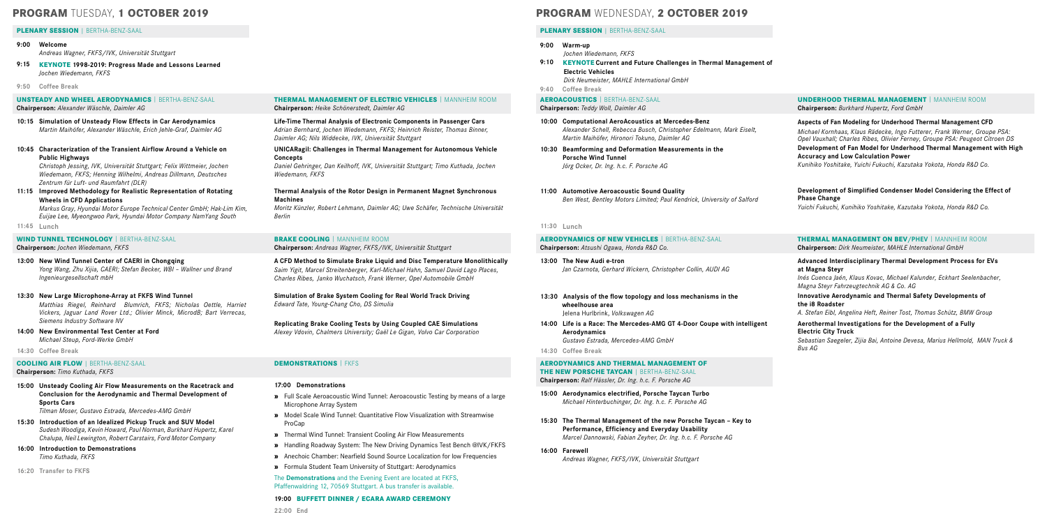# PROGRAM TUESDAY, 1 OCTOBER 2019

## PLENARY SESSION | BERTHA-BENZ-SAAL

**9:00 Welcome**
*Andreas Wagner, FKFS/IVK, Universität Stuttgart*

**9:15 KEYNOTE 1998-2019: Progress Made and Lessons Learned**
*Jochen Wiedemann, FKFS*

**9:50 Coffee Break**

## UNSTEADY AND WHEEL AERODYNAMICS | BERTHA-BENZ-SAAL

**Chairperson:** *Alexander Wäschle, Daimler AG*

**10:15 Simulation of Unsteady Flow Effects in Car Aerodynamics**
*Martin Maihöfer, Alexander Wäschle, Erich Jehle-Graf, Daimler AG*

**10:45 Characterization of the Transient Airflow Around a Vehicle on Public Highways**
*Christoph Jessing, IVK, Universität Stuttgart; Felix Wittmeier, Jochen Wiedemann, FKFS; Henning Wilhelmi, Andreas Dillmann, Deutsches Zentrum für Luft- und Raumfahrt (DLR)*

**11:15 Improved Methodology for Realistic Representation of Rotating Wheels in CFD Applications**
*Markus Gray, Hyundai Motor Europe Technical Center GmbH; Hak-Lim Kim, Euijae Lee, Myeongwoo Park, Hyundai Motor Company NamYang South*

**11:45 Lunch**

## WIND TUNNEL TECHNOLOGY | BERTHA-BENZ-SAAL

**Chairperson:** *Jochen Wiedemann, FKFS*

**13:00 New Wind Tunnel Center of CAERI in Chongqing**
*Yong Wang, Zhu Xijia, CAERI; Stefan Becker, WBI – Wallner und Brand Ingenieurgesellschaft mbH*

**13:30 New Large Microphone-Array at FKFS Wind Tunnel**
*Matthias Riegel, Reinhard Blumrich, FKFS; Nicholas Oettle, Harriet Vickers, Jaguar Land Rover Ltd.; Olivier Minck, MicrodB; Bart Verrecas, Siemens Industry Software NV*

**14:00 New Environmental Test Center at Ford**
*Michael Steup, Ford-Werke GmbH*

**14:30 Coffee Break**

## COOLING AIR FLOW | BERTHA-BENZ-SAAL

**Chairperson:** *Timo Kuthada, FKFS*

**15:00 Unsteady Cooling Air Flow Measurements on the Racetrack and Conclusion for the Aerodynamic and Thermal Development of Sports Cars**
*Tilman Moser, Gustavo Estrada, Mercedes-AMG GmbH*

**15:30 Introduction of an Idealized Pickup Truck and SUV Model**
*Sudesh Woodiga, Kevin Howard, Paul Norman, Burkhard Hupertz, Karel Chalupa, Neil Lewington, Robert Carstairs, Ford Motor Company*

**16:00 Introduction to Demonstrations**
*Timo Kuthada, FKFS*

**16:20 Transfer to FKFS**

## THERMAL MANAGEMENT OF ELECTRIC VEHICLES | MANNHEIM ROOM

**Chairperson:** *Heike Schönerstedt, Daimler AG*

**Life-Time Thermal Analysis of Electronic Components in Passenger Cars**
*Adrian Bernhard, Jochen Wiedemann, FKFS; Heinrich Reister, Thomas Binner, Daimler AG; Nils Widdecke, IVK, Universität Stuttgart*

**UNICARagil: Challenges in Thermal Management for Autonomous Vehicle Concepts**
*Daniel Gehringer, Dan Keilhoff, IVK, Universität Stuttgart; Timo Kuthada, Jochen Wiedemann, FKFS*

**Thermal Analysis of the Rotor Design in Permanent Magnet Synchronous Machines**
*Moritz Künzler, Robert Lehmann, Daimler AG; Uwe Schäfer, Technische Universität Berlin*

## BRAKE COOLING | MANNHEIM ROOM

**Chairperson:** *Andreas Wagner, FKFS/IVK, Universität Stuttgart*

**A CFD Method to Simulate Brake Liquid and Disc Temperature Monolithically**
*Saim Yigit, Marcel Streitenberger, Karl-Michael Hahn, Samuel David Lago Places, Charles Ribes, Janko Wuchatsch, Frank Werner, Opel Automobile GmbH*

**Simulation of Brake System Cooling for Real World Track Driving**
*Edward Tate, Young-Chang Cho, DS Simulia*

**Replicating Brake Cooling Tests by Using Coupled CAE Simulations**
*Alexey Vdovin, Chalmers University; Gaël Le Gigan, Volvo Car Corporation*

## DEMONSTRATIONS | FKFS

**17:00 Demonstrations**

- Full Scale Aeroacoustic Wind Tunnel: Aeroacoustic Testing by means of a large Microphone Array System
- Model Scale Wind Tunnel: Quantitative Flow Visualization with Streamwise ProCap
- Thermal Wind Tunnel: Transient Cooling Air Flow Measurements
- Handling Roadway System: The New Driving Dynamics Test Bench @IVK/FKFS
- Anechoic Chamber: Nearfield Sound Source Localization for low Frequencies
- Formula Student Team University of Stuttgart: Aerodynamics

The **Demonstrations** and the Evening Event are located at FKFS, Pfaffenwaldring 12, 70569 Stuttgart. A bus transfer is available.

**19:00 BUFFETT DINNER / ECARA AWARD CEREMONY**

**22:00 End**

# PROGRAM WEDNESDAY, 2 OCTOBER 2019

## PLENARY SESSION | BERTHA-BENZ-SAAL

**9:00 Warm-up**
*Jochen Wiedemann, FKFS*

**9:10 KEYNOTE Current and Future Challenges in Thermal Management of Electric Vehicles**
*Dirk Neumeister, MAHLE International GmbH*

**9:40 Coffee Break**

## AEROACOUSTICS | BERTHA-BENZ-SAAL

**Chairperson:** *Teddy Woll, Daimler AG*

**10:00 Computational AeroAcoustics at Mercedes-Benz**
*Alexander Schell, Rebecca Busch, Christopher Edelmann, Mark Eiselt, Martin Maihöfer, Hironori Tokuno, Daimler AG*

**10:30 Beamforming and Deformation Measurements in the Porsche Wind Tunnel**
*Jörg Ocker, Dr. Ing. h.c. F. Porsche AG*

**11:00 Automotive Aeroacoustic Sound Quality**
*Ben West, Bentley Motors Limited; Paul Kendrick, University of Salford*

**11:30 Lunch**

## AERODYNAMICS OF NEW VEHICLES | BERTHA-BENZ-SAAL

**Chairperson:** *Atsushi Ogawa, Honda R&D Co.*

**13:00 The New Audi e-tron**
*Jan Czarnota, Gerhard Wickern, Christopher Collin, AUDI AG*

**13:30 Analysis of the flow topology and loss mechanisms in the wheelhouse area**
Jelena Hurlbrink, *Volkswagen AG*

**14:00 Life is a Race: The Mercedes-AMG GT 4-Door Coupe with intelligent Aerodynamics**
*Gustavo Estrada, Mercedes-AMG GmbH*

**14:30 Coffee Break**

## AERODYNAMICS AND THERMAL MANAGEMENT OF THE NEW PORSCHE TAYCAN | BERTHA-BENZ-SAAL

**Chairperson:** *Ralf Hässler, Dr. Ing. h.c. F. Porsche AG*

**15:00 Aerodynamics electrified, Porsche Taycan Turbo**
*Michael Hinterbuchinger, Dr. Ing. h.c. F. Porsche AG*

**15:30 The Thermal Management of the new Porsche Taycan – Key to Performance, Efficiency and Everyday Usability**
*Marcel Dannowski, Fabian Zeyher, Dr. Ing. h.c. F. Porsche AG*

**16:00 Farewell**
*Andreas Wagner, FKFS/IVK, Universität Stuttgart*

## UNDERHOOD THERMAL MANAGEMENT | MANNHEIM ROOM

**Chairperson:** *Burkhard Hupertz, Ford GmbH*

**Aspects of Fan Modeling for Underhood Thermal Management CFD**
*Michael Kornhaas, Klaus Rädecke, Ingo Futterer, Frank Werner, Groupe PSA: Opel Vauxhall; Charles Ribes, Olivier Ferney, Groupe PSA: Peugeot Citroen DS*

**Development of Fan Model for Underhood Thermal Management with High Accuracy and Low Calculation Power**
*Kunihiko Yoshitake, Yuichi Fukuchi, Kazutaka Yokota, Honda R&D Co.*

**Development of Simplified Condenser Model Considering the Effect of Phase Change**
*Yuichi Fukuchi, Kunihiko Yoshitake, Kazutaka Yokota, Honda R&D Co.*

## THERMAL MANAGEMENT ON BEV/PHEV | MANNHEIM ROOM

**Chairperson:** *Dirk Neumeister, MAHLE International GmbH*

**Advanced Interdisciplinary Thermal Development Process for EVs at Magna Steyr**
*Inés Cuenca Jaén, Klaus Kovac, Michael Kalunder, Eckhart Seelenbacher, Magna Steyr Fahrzeugtechnik AG & Co. AG*

**Innovative Aerodynamic and Thermal Safety Developments of the i8 Roadster**
*A. Stefan Eibl, Angelina Heft, Reiner Tost, Thomas Schütz, BMW Group*

**Aerothermal Investigations for the Development of a Fully Electric City Truck**
*Sebastian Saegeler, Zijia Bai, Antoine Devesa, Marius Hellmold, MAN Truck & Bus AG*